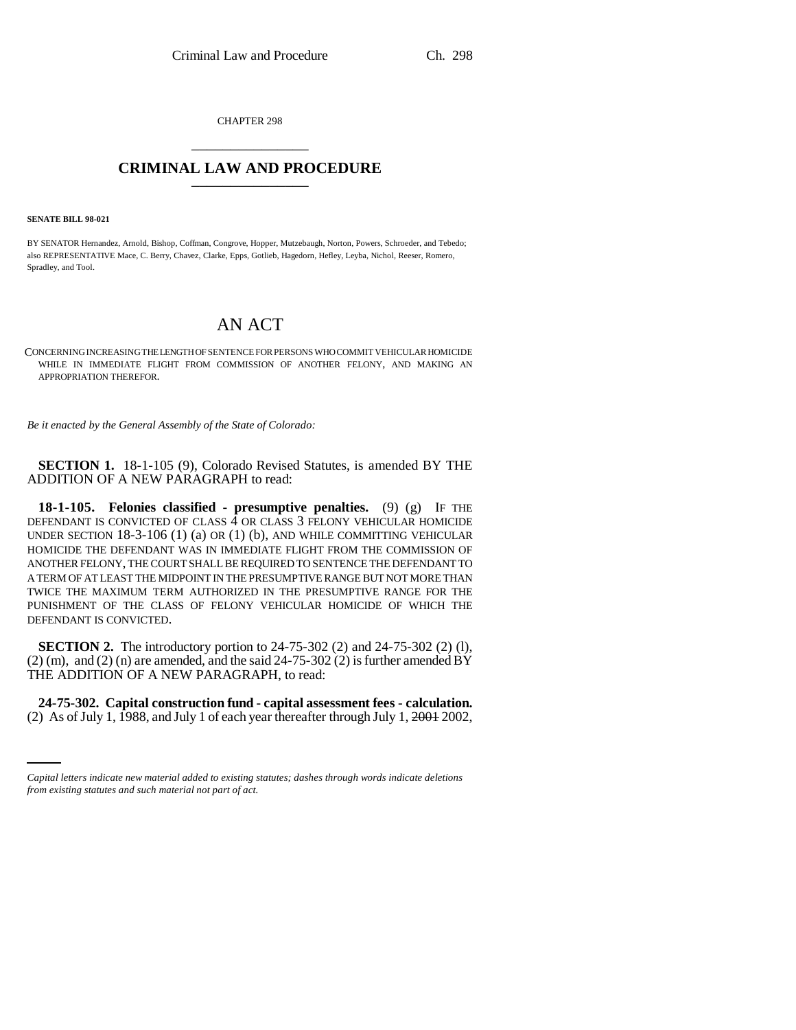CHAPTER 298

# CRIMINAL LAW AND PROCEDURE

**SENATE BILL 98-021**

BY SENATOR Hernandez, Arnold, Bishop, Coffman, Congrove, Hopper, Mutzebaugh, Norton, Powers, Schroeder, and Tebedo; also REPRESENTATIVE Mace, C. Berry, Chavez, Clarke, Epps, Gotlieb, Hagedorn, Hefley, Leyba, Nichol, Reeser, Romero, Spradley, and Tool.

# AN ACT

CONCERNING INCREASING THE LENGTH OF SENTENCE FOR PERSONS WHO COMMIT VEHICULAR HOMICIDE WHILE IN IMMEDIATE FLIGHT FROM COMMISSION OF ANOTHER FELONY, AND MAKING AN APPROPRIATION THEREFOR.

*Be it enacted by the General Assembly of the State of Colorado:*

**SECTION 1.** 18-1-105 (9), Colorado Revised Statutes, is amended BY THE ADDITION OF A NEW PARAGRAPH to read:

**18-1-105. Felonies classified - presumptive penalties.** (9) (g) IF THE DEFENDANT IS CONVICTED OF CLASS 4 OR CLASS 3 FELONY VEHICULAR HOMICIDE UNDER SECTION 18-3-106 (1) (a) OR (1) (b), AND WHILE COMMITTING VEHICULAR HOMICIDE THE DEFENDANT WAS IN IMMEDIATE FLIGHT FROM THE COMMISSION OF ANOTHER FELONY, THE COURT SHALL BE REQUIRED TO SENTENCE THE DEFENDANT TO A TERM OF AT LEAST THE MIDPOINT IN THE PRESUMPTIVE RANGE BUT NOT MORE THAN TWICE THE MAXIMUM TERM AUTHORIZED IN THE PRESUMPTIVE RANGE FOR THE PUNISHMENT OF THE CLASS OF FELONY VEHICULAR HOMICIDE OF WHICH THE DEFENDANT IS CONVICTED.

**SECTION 2.** The introductory portion to 24-75-302 (2) and 24-75-302 (2) (l), (2) (m), and (2) (n) are amended, and the said 24-75-302 (2) is further amended BY THE ADDITION OF A NEW PARAGRAPH, to read:

**24-75-302. Capital construction fund - capital assessment fees - calculation.** (2) As of July 1, 1988, and July 1 of each year thereafter through July 1, ~~2001~~ 2002,

*Capital letters indicate new material added to existing statutes; dashes through words indicate deletions from existing statutes and such material not part of act.*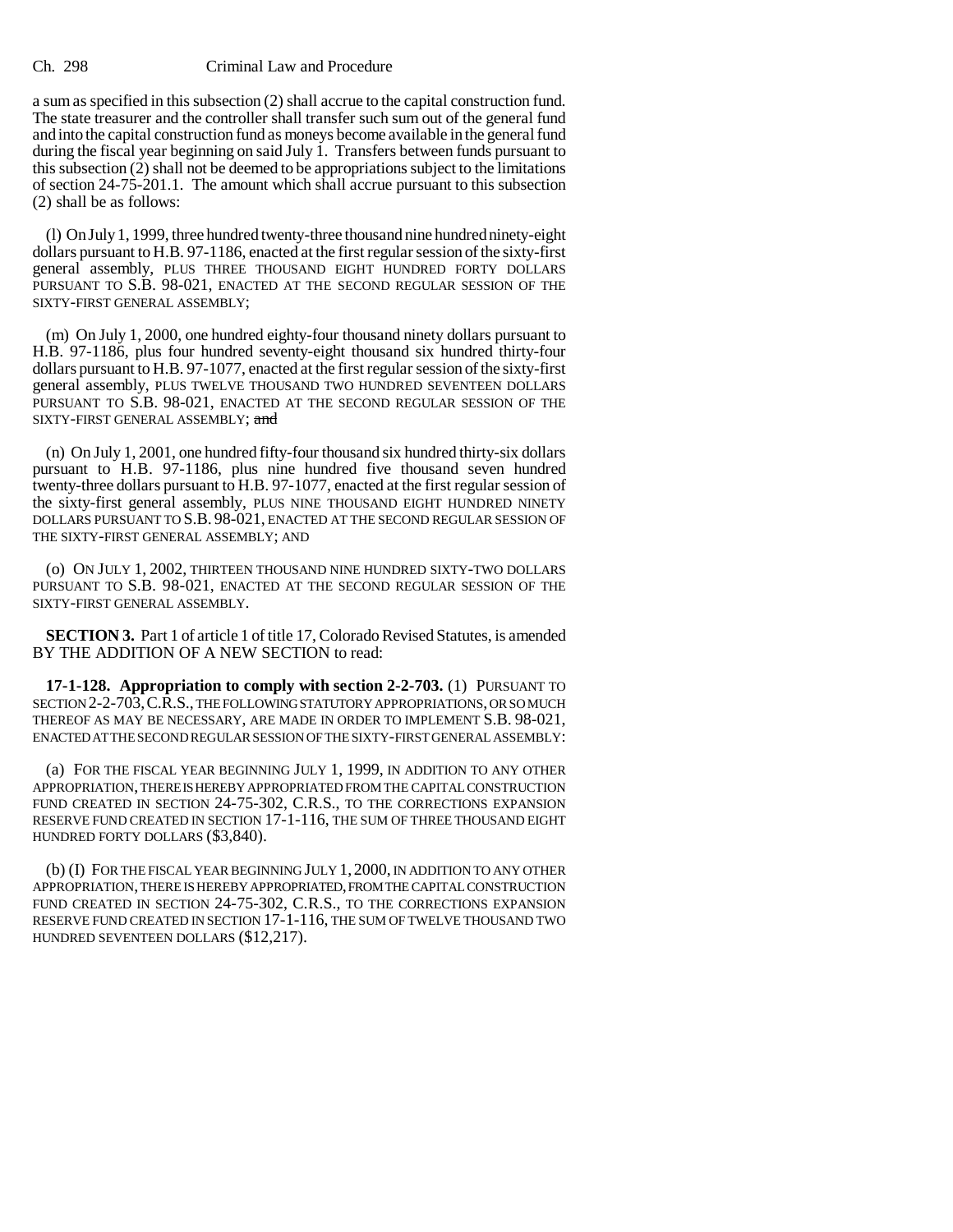a sum as specified in this subsection (2) shall accrue to the capital construction fund. The state treasurer and the controller shall transfer such sum out of the general fund and into the capital construction fund as moneys become available in the general fund during the fiscal year beginning on said July 1. Transfers between funds pursuant to this subsection (2) shall not be deemed to be appropriations subject to the limitations of section 24-75-201.1. The amount which shall accrue pursuant to this subsection (2) shall be as follows:

(l) On July 1, 1999, three hundred twenty-three thousand nine hundred ninety-eight dollars pursuant to H.B. 97-1186, enacted at the first regular session of the sixty-first general assembly, PLUS THREE THOUSAND EIGHT HUNDRED FORTY DOLLARS PURSUANT TO S.B. 98-021, ENACTED AT THE SECOND REGULAR SESSION OF THE SIXTY-FIRST GENERAL ASSEMBLY;

(m) On July 1, 2000, one hundred eighty-four thousand ninety dollars pursuant to H.B. 97-1186, plus four hundred seventy-eight thousand six hundred thirty-four dollars pursuant to H.B. 97-1077, enacted at the first regular session of the sixty-first general assembly, PLUS TWELVE THOUSAND TWO HUNDRED SEVENTEEN DOLLARS PURSUANT TO S.B. 98-021, ENACTED AT THE SECOND REGULAR SESSION OF THE SIXTY-FIRST GENERAL ASSEMBLY; ~~and~~

(n) On July 1, 2001, one hundred fifty-four thousand six hundred thirty-six dollars pursuant to H.B. 97-1186, plus nine hundred five thousand seven hundred twenty-three dollars pursuant to H.B. 97-1077, enacted at the first regular session of the sixty-first general assembly, PLUS NINE THOUSAND EIGHT HUNDRED NINETY DOLLARS PURSUANT TO S.B. 98-021, ENACTED AT THE SECOND REGULAR SESSION OF THE SIXTY-FIRST GENERAL ASSEMBLY; AND

(o) ON JULY 1, 2002, THIRTEEN THOUSAND NINE HUNDRED SIXTY-TWO DOLLARS PURSUANT TO S.B. 98-021, ENACTED AT THE SECOND REGULAR SESSION OF THE SIXTY-FIRST GENERAL ASSEMBLY.

**SECTION 3.** Part 1 of article 1 of title 17, Colorado Revised Statutes, is amended BY THE ADDITION OF A NEW SECTION to read:

**17-1-128. Appropriation to comply with section 2-2-703.** (1) PURSUANT TO SECTION 2-2-703, C.R.S., THE FOLLOWING STATUTORY APPROPRIATIONS, OR SO MUCH THEREOF AS MAY BE NECESSARY, ARE MADE IN ORDER TO IMPLEMENT S.B. 98-021, ENACTED AT THE SECOND REGULAR SESSION OF THE SIXTY-FIRST GENERAL ASSEMBLY:

(a) FOR THE FISCAL YEAR BEGINNING JULY 1, 1999, IN ADDITION TO ANY OTHER APPROPRIATION, THERE IS HEREBY APPROPRIATED FROM THE CAPITAL CONSTRUCTION FUND CREATED IN SECTION 24-75-302, C.R.S., TO THE CORRECTIONS EXPANSION RESERVE FUND CREATED IN SECTION 17-1-116, THE SUM OF THREE THOUSAND EIGHT HUNDRED FORTY DOLLARS ($3,840).

(b) (I) FOR THE FISCAL YEAR BEGINNING JULY 1, 2000, IN ADDITION TO ANY OTHER APPROPRIATION, THERE IS HEREBY APPROPRIATED, FROM THE CAPITAL CONSTRUCTION FUND CREATED IN SECTION 24-75-302, C.R.S., TO THE CORRECTIONS EXPANSION RESERVE FUND CREATED IN SECTION 17-1-116, THE SUM OF TWELVE THOUSAND TWO HUNDRED SEVENTEEN DOLLARS ($12,217).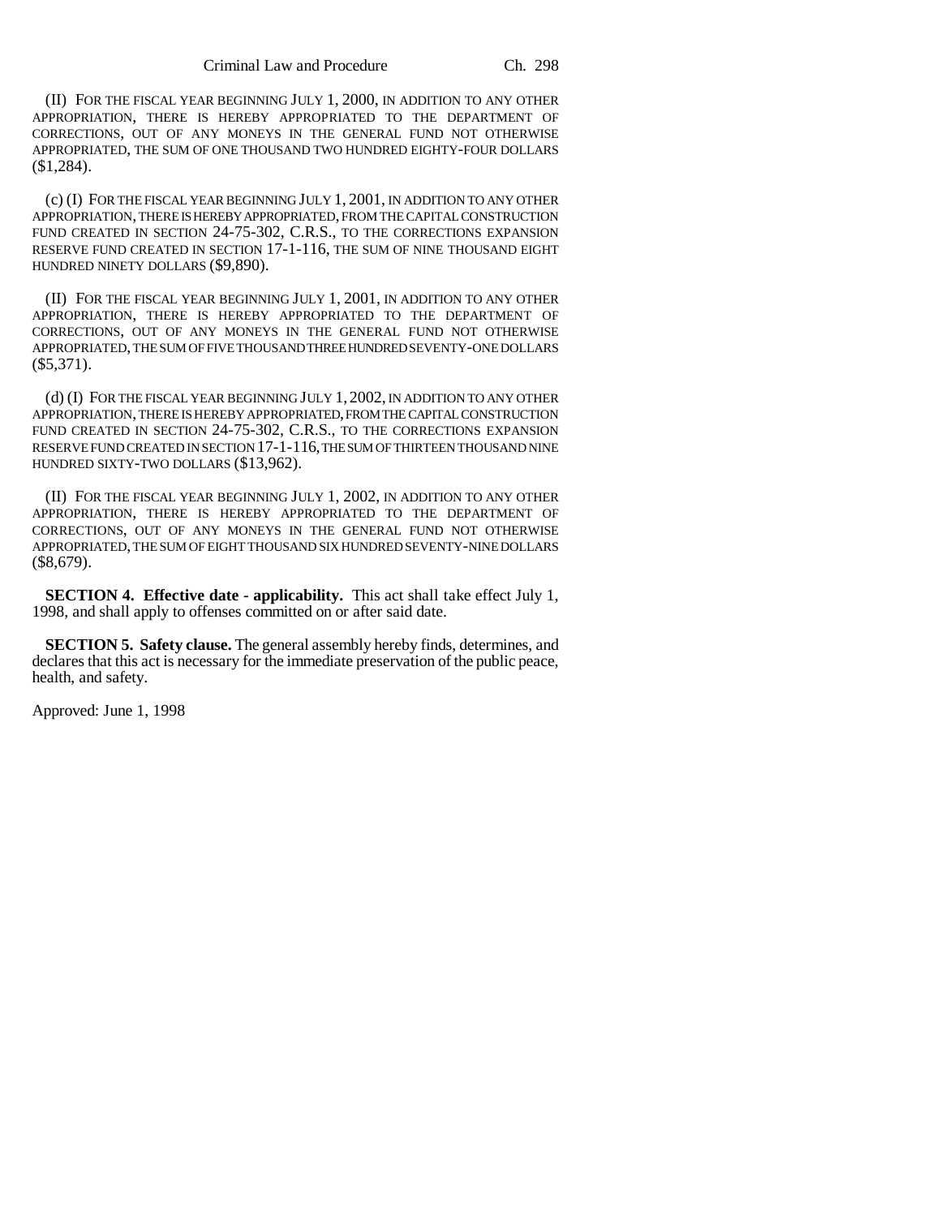(II) FOR THE FISCAL YEAR BEGINNING JULY 1, 2000, IN ADDITION TO ANY OTHER APPROPRIATION, THERE IS HEREBY APPROPRIATED TO THE DEPARTMENT OF CORRECTIONS, OUT OF ANY MONEYS IN THE GENERAL FUND NOT OTHERWISE APPROPRIATED, THE SUM OF ONE THOUSAND TWO HUNDRED EIGHTY-FOUR DOLLARS ($1,284).

(c) (I) FOR THE FISCAL YEAR BEGINNING JULY 1, 2001, IN ADDITION TO ANY OTHER APPROPRIATION, THERE IS HEREBY APPROPRIATED, FROM THE CAPITAL CONSTRUCTION FUND CREATED IN SECTION 24-75-302, C.R.S., TO THE CORRECTIONS EXPANSION RESERVE FUND CREATED IN SECTION 17-1-116, THE SUM OF NINE THOUSAND EIGHT HUNDRED NINETY DOLLARS ($9,890).

(II) FOR THE FISCAL YEAR BEGINNING JULY 1, 2001, IN ADDITION TO ANY OTHER APPROPRIATION, THERE IS HEREBY APPROPRIATED TO THE DEPARTMENT OF CORRECTIONS, OUT OF ANY MONEYS IN THE GENERAL FUND NOT OTHERWISE APPROPRIATED, THE SUM OF FIVE THOUSAND THREE HUNDRED SEVENTY-ONE DOLLARS ($5,371).

(d) (I) FOR THE FISCAL YEAR BEGINNING JULY 1, 2002, IN ADDITION TO ANY OTHER APPROPRIATION, THERE IS HEREBY APPROPRIATED, FROM THE CAPITAL CONSTRUCTION FUND CREATED IN SECTION 24-75-302, C.R.S., TO THE CORRECTIONS EXPANSION RESERVE FUND CREATED IN SECTION 17-1-116, THE SUM OF THIRTEEN THOUSAND NINE HUNDRED SIXTY-TWO DOLLARS ($13,962).

(II) FOR THE FISCAL YEAR BEGINNING JULY 1, 2002, IN ADDITION TO ANY OTHER APPROPRIATION, THERE IS HEREBY APPROPRIATED TO THE DEPARTMENT OF CORRECTIONS, OUT OF ANY MONEYS IN THE GENERAL FUND NOT OTHERWISE APPROPRIATED, THE SUM OF EIGHT THOUSAND SIX HUNDRED SEVENTY-NINE DOLLARS ($8,679).

**SECTION 4. Effective date - applicability.** This act shall take effect July 1, 1998, and shall apply to offenses committed on or after said date.

**SECTION 5. Safety clause.** The general assembly hereby finds, determines, and declares that this act is necessary for the immediate preservation of the public peace, health, and safety.

Approved: June 1, 1998